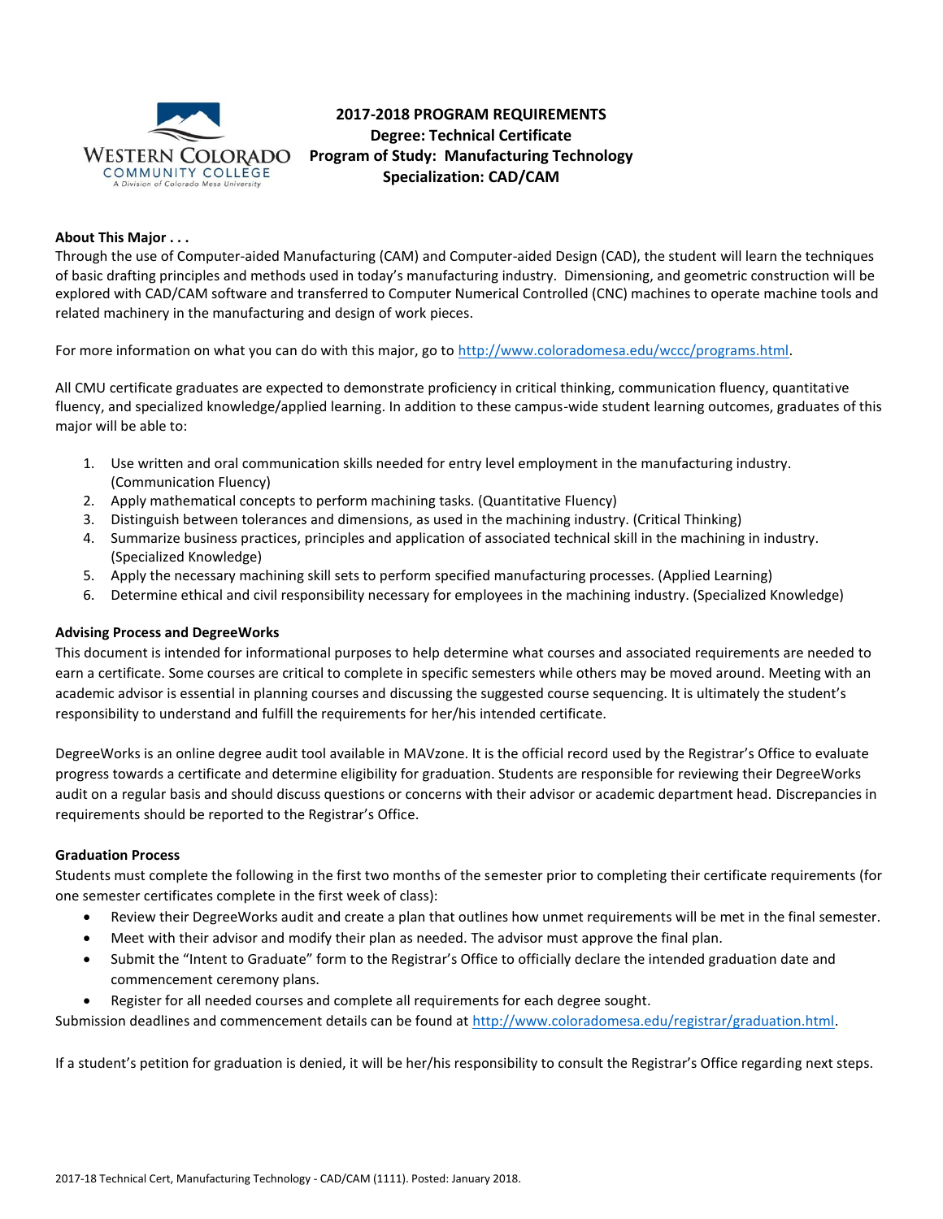# 2017-2018 PROGRAM REQUIREMENTS
## Degree: Technical Certificate
## Program of Study: Manufacturing Technology
## Specialization: CAD/CAM

WESTERN COLORADO COMMUNITY COLLEGE
A Division of Colorado Mesa University

**About This Major . . .**

Through the use of Computer-aided Manufacturing (CAM) and Computer-aided Design (CAD), the student will learn the techniques of basic drafting principles and methods used in today's manufacturing industry. Dimensioning, and geometric construction will be explored with CAD/CAM software and transferred to Computer Numerical Controlled (CNC) machines to operate machine tools and related machinery in the manufacturing and design of work pieces.

For more information on what you can do with this major, go to http://www.coloradomesa.edu/wccc/programs.html.

All CMU certificate graduates are expected to demonstrate proficiency in critical thinking, communication fluency, quantitative fluency, and specialized knowledge/applied learning. In addition to these campus-wide student learning outcomes, graduates of this major will be able to:

1. Use written and oral communication skills needed for entry level employment in the manufacturing industry. (Communication Fluency)
2. Apply mathematical concepts to perform machining tasks. (Quantitative Fluency)
3. Distinguish between tolerances and dimensions, as used in the machining industry. (Critical Thinking)
4. Summarize business practices, principles and application of associated technical skill in the machining in industry. (Specialized Knowledge)
5. Apply the necessary machining skill sets to perform specified manufacturing processes. (Applied Learning)
6. Determine ethical and civil responsibility necessary for employees in the machining industry. (Specialized Knowledge)

**Advising Process and DegreeWorks**

This document is intended for informational purposes to help determine what courses and associated requirements are needed to earn a certificate. Some courses are critical to complete in specific semesters while others may be moved around. Meeting with an academic advisor is essential in planning courses and discussing the suggested course sequencing. It is ultimately the student's responsibility to understand and fulfill the requirements for her/his intended certificate.

DegreeWorks is an online degree audit tool available in MAVzone. It is the official record used by the Registrar's Office to evaluate progress towards a certificate and determine eligibility for graduation. Students are responsible for reviewing their DegreeWorks audit on a regular basis and should discuss questions or concerns with their advisor or academic department head. Discrepancies in requirements should be reported to the Registrar's Office.

**Graduation Process**

Students must complete the following in the first two months of the semester prior to completing their certificate requirements (for one semester certificates complete in the first week of class):

- Review their DegreeWorks audit and create a plan that outlines how unmet requirements will be met in the final semester.
- Meet with their advisor and modify their plan as needed. The advisor must approve the final plan.
- Submit the "Intent to Graduate" form to the Registrar's Office to officially declare the intended graduation date and commencement ceremony plans.
- Register for all needed courses and complete all requirements for each degree sought.

Submission deadlines and commencement details can be found at http://www.coloradomesa.edu/registrar/graduation.html.

If a student's petition for graduation is denied, it will be her/his responsibility to consult the Registrar's Office regarding next steps.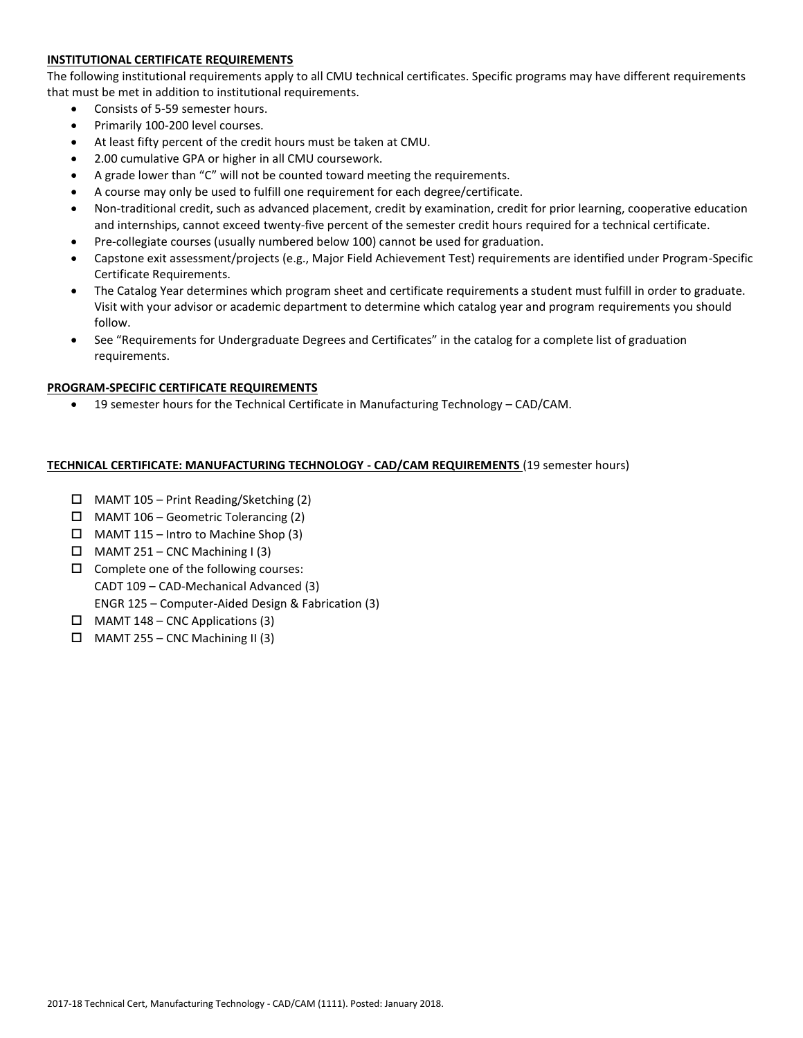**INSTITUTIONAL CERTIFICATE REQUIREMENTS**

The following institutional requirements apply to all CMU technical certificates. Specific programs may have different requirements that must be met in addition to institutional requirements.

- Consists of 5-59 semester hours.
- Primarily 100-200 level courses.
- At least fifty percent of the credit hours must be taken at CMU.
- 2.00 cumulative GPA or higher in all CMU coursework.
- A grade lower than "C" will not be counted toward meeting the requirements.
- A course may only be used to fulfill one requirement for each degree/certificate.
- Non-traditional credit, such as advanced placement, credit by examination, credit for prior learning, cooperative education and internships, cannot exceed twenty-five percent of the semester credit hours required for a technical certificate.
- Pre-collegiate courses (usually numbered below 100) cannot be used for graduation.
- Capstone exit assessment/projects (e.g., Major Field Achievement Test) requirements are identified under Program-Specific Certificate Requirements.
- The Catalog Year determines which program sheet and certificate requirements a student must fulfill in order to graduate. Visit with your advisor or academic department to determine which catalog year and program requirements you should follow.
- See "Requirements for Undergraduate Degrees and Certificates" in the catalog for a complete list of graduation requirements.

**PROGRAM-SPECIFIC CERTIFICATE REQUIREMENTS**

- 19 semester hours for the Technical Certificate in Manufacturing Technology – CAD/CAM.

**TECHNICAL CERTIFICATE: MANUFACTURING TECHNOLOGY - CAD/CAM REQUIREMENTS** (19 semester hours)

- ☐ MAMT 105 – Print Reading/Sketching (2)
- ☐ MAMT 106 – Geometric Tolerancing (2)
- ☐ MAMT 115 – Intro to Machine Shop (3)
- ☐ MAMT 251 – CNC Machining I (3)
- ☐ Complete one of the following courses:
  CADT 109 – CAD-Mechanical Advanced (3)
  ENGR 125 – Computer-Aided Design & Fabrication (3)
- ☐ MAMT 148 – CNC Applications (3)
- ☐ MAMT 255 – CNC Machining II (3)